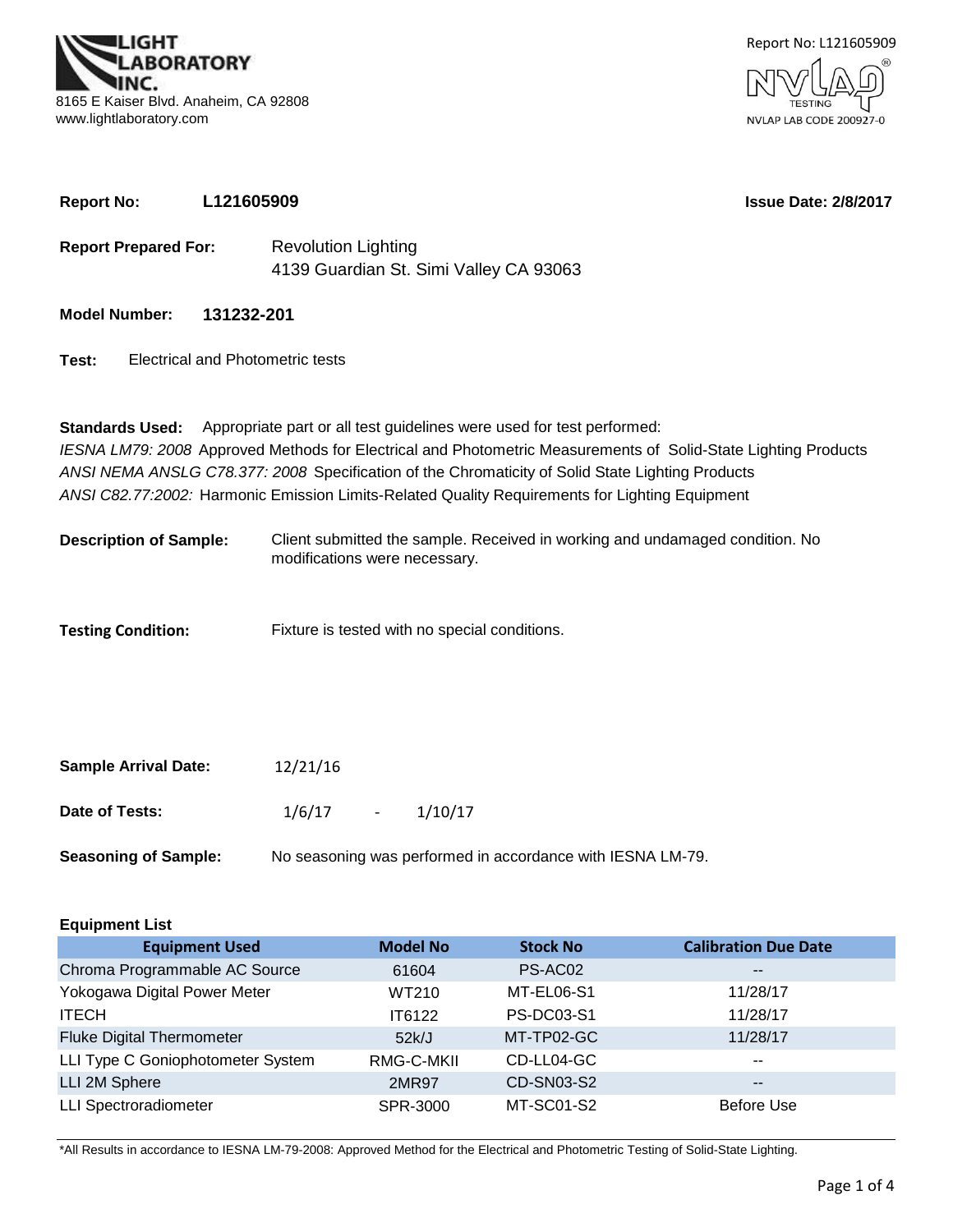LIGHT LABORATORY INC.

8165 E Kaiser Blvd. Anaheim, CA 92808
www.lightlaboratory.com

Report No: L121605909

NVLAP TESTING
NVLAP LAB CODE 200927-0

**Report No:** **L121605909** **Issue Date: 2/8/2017**

**Report Prepared For:** Revolution Lighting
4139 Guardian St. Simi Valley CA 93063

**Model Number:** **131232-201**

**Test:** Electrical and Photometric tests

**Standards Used:** Appropriate part or all test guidelines were used for test performed:
*IESNA LM79: 2008* Approved Methods for Electrical and Photometric Measurements of Solid-State Lighting Products
*ANSI NEMA ANSLG C78.377: 2008* Specification of the Chromaticity of Solid State Lighting Products
*ANSI C82.77:2002:* Harmonic Emission Limits-Related Quality Requirements for Lighting Equipment

**Description of Sample:** Client submitted the sample. Received in working and undamaged condition. No modifications were necessary.

**Testing Condition:** Fixture is tested with no special conditions.

**Sample Arrival Date:** 12/21/16

**Date of Tests:** 1/6/17 - 1/10/17

**Seasoning of Sample:** No seasoning was performed in accordance with IESNA LM-79.

**Equipment List**

| Equipment Used | Model No | Stock No | Calibration Due Date |
|---|---|---|---|
| Chroma Programmable AC Source | 61604 | PS-AC02 | -- |
| Yokogawa Digital Power Meter | WT210 | MT-EL06-S1 | 11/28/17 |
| ITECH | IT6122 | PS-DC03-S1 | 11/28/17 |
| Fluke Digital Thermometer | 52k/J | MT-TP02-GC | 11/28/17 |
| LLI Type C Goniophotometer System | RMG-C-MKII | CD-LL04-GC | -- |
| LLI 2M Sphere | 2MR97 | CD-SN03-S2 | -- |
| LLI Spectroradiometer | SPR-3000 | MT-SC01-S2 | Before Use |

*All Results in accordance to IESNA LM-79-2008: Approved Method for the Electrical and Photometric Testing of Solid-State Lighting.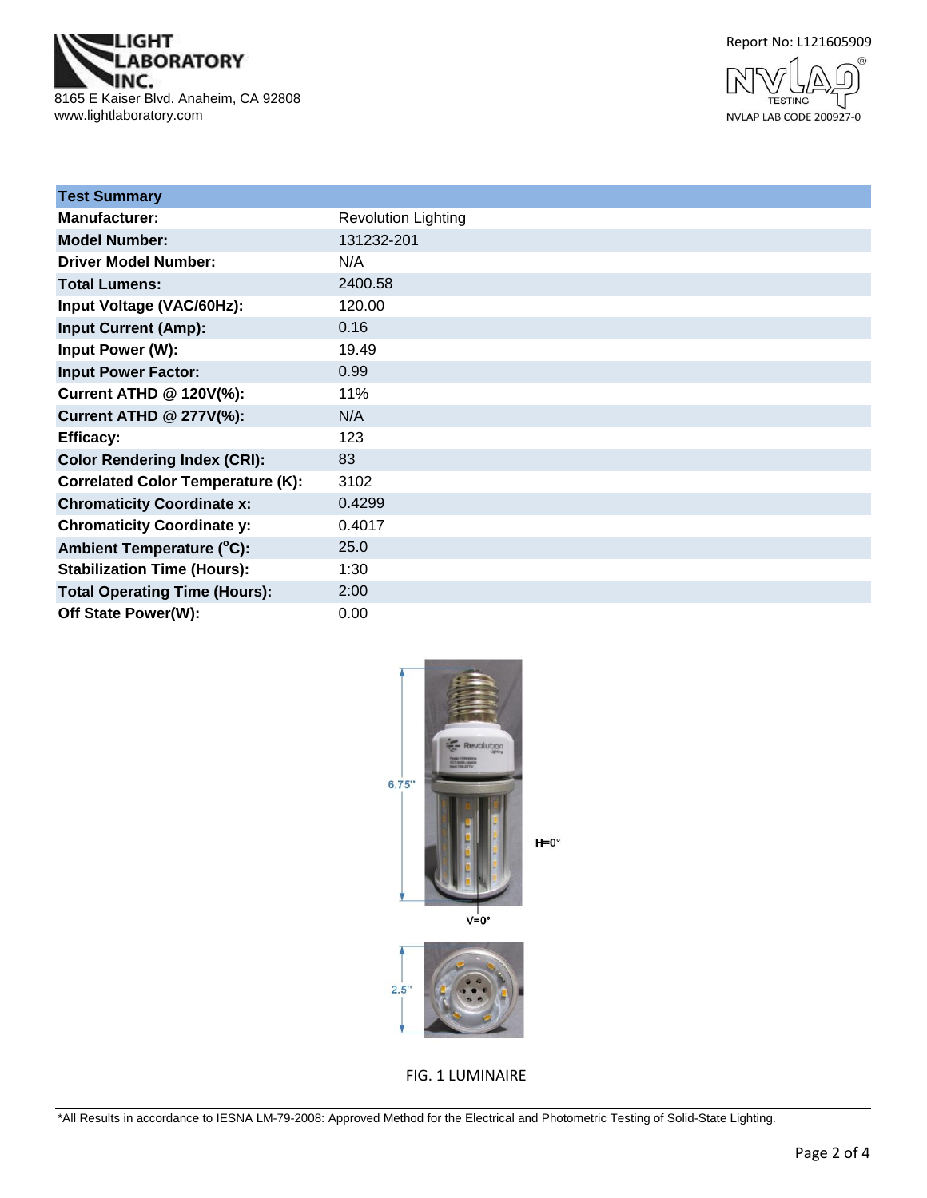LIGHT LABORATORY INC.
8165 E Kaiser Blvd. Anaheim, CA 92808
www.lightlaboratory.com

Report No: L121605909

NVLAP LAB CODE 200927-0

| Test Summary | |
|---|---|
| **Manufacturer:** | Revolution Lighting |
| **Model Number:** | 131232-201 |
| **Driver Model Number:** | N/A |
| **Total Lumens:** | 2400.58 |
| **Input Voltage (VAC/60Hz):** | 120.00 |
| **Input Current (Amp):** | 0.16 |
| **Input Power (W):** | 19.49 |
| **Input Power Factor:** | 0.99 |
| **Current ATHD @ 120V(%):** | 11% |
| **Current ATHD @ 277V(%):** | N/A |
| **Efficacy:** | 123 |
| **Color Rendering Index (CRI):** | 83 |
| **Correlated Color Temperature (K):** | 3102 |
| **Chromaticity Coordinate x:** | 0.4299 |
| **Chromaticity Coordinate y:** | 0.4017 |
| **Ambient Temperature (°C):** | 25.0 |
| **Stabilization Time (Hours):** | 1:30 |
| **Total Operating Time (Hours):** | 2:00 |
| **Off State Power(W):** | 0.00 |

6.75"

H=0°

V=0°

2.5"

FIG. 1 LUMINAIRE

*All Results in accordance to IESNA LM-79-2008: Approved Method for the Electrical and Photometric Testing of Solid-State Lighting.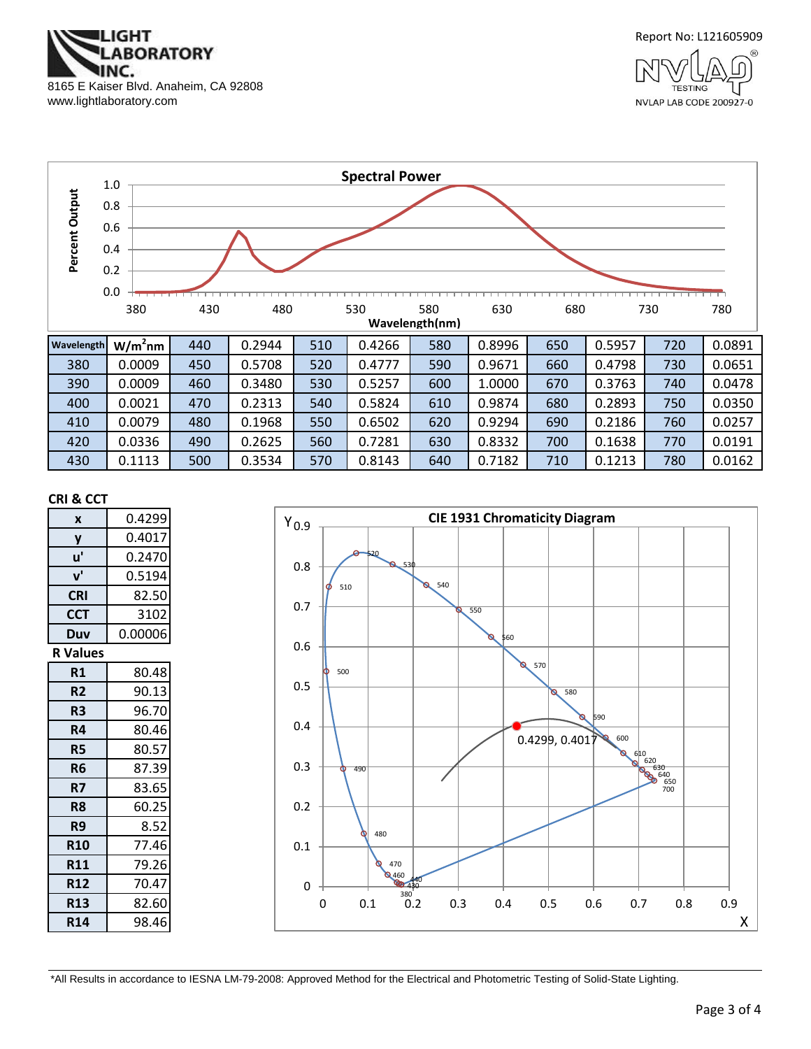LIGHT LABORATORY INC.
8165 E Kaiser Blvd. Anaheim, CA 92808
www.lightlaboratory.com

Report No: L121605909

NVLAP LAB CODE 200927-0

**Spectral Power**

| Wavelength | W/m²nm | Wavelength | W/m²nm | Wavelength | W/m²nm | Wavelength | W/m²nm | Wavelength | W/m²nm | Wavelength | W/m²nm |
|---|---|---|---|---|---|---|---|---|---|---|---|
| | | 440 | 0.2944 | 510 | 0.4266 | 580 | 0.8996 | 650 | 0.5957 | 720 | 0.0891 |
| 380 | 0.0009 | 450 | 0.5708 | 520 | 0.4777 | 590 | 0.9671 | 660 | 0.4798 | 730 | 0.0651 |
| 390 | 0.0009 | 460 | 0.3480 | 530 | 0.5257 | 600 | 1.0000 | 670 | 0.3763 | 740 | 0.0478 |
| 400 | 0.0021 | 470 | 0.2313 | 540 | 0.5824 | 610 | 0.9874 | 680 | 0.2893 | 750 | 0.0350 |
| 410 | 0.0079 | 480 | 0.1968 | 550 | 0.6502 | 620 | 0.9294 | 690 | 0.2186 | 760 | 0.0257 |
| 420 | 0.0336 | 490 | 0.2625 | 560 | 0.7281 | 630 | 0.8332 | 700 | 0.1638 | 770 | 0.0191 |
| 430 | 0.1113 | 500 | 0.3534 | 570 | 0.8143 | 640 | 0.7182 | 710 | 0.1213 | 780 | 0.0162 |

**CRI & CCT**

| | |
|---|---|
| x | 0.4299 |
| y | 0.4017 |
| u' | 0.2470 |
| v' | 0.5194 |
| CRI | 82.50 |
| CCT | 3102 |
| Duv | 0.00006 |

**R Values**

| | |
|---|---|
| R1 | 80.48 |
| R2 | 90.13 |
| R3 | 96.70 |
| R4 | 80.46 |
| R5 | 80.57 |
| R6 | 87.39 |
| R7 | 83.65 |
| R8 | 60.25 |
| R9 | 8.52 |
| R10 | 77.46 |
| R11 | 79.26 |
| R12 | 70.47 |
| R13 | 82.60 |
| R14 | 98.46 |

**CIE 1931 Chromaticity Diagram**

0.4299, 0.4017

*All Results in accordance to IESNA LM-79-2008: Approved Method for the Electrical and Photometric Testing of Solid-State Lighting.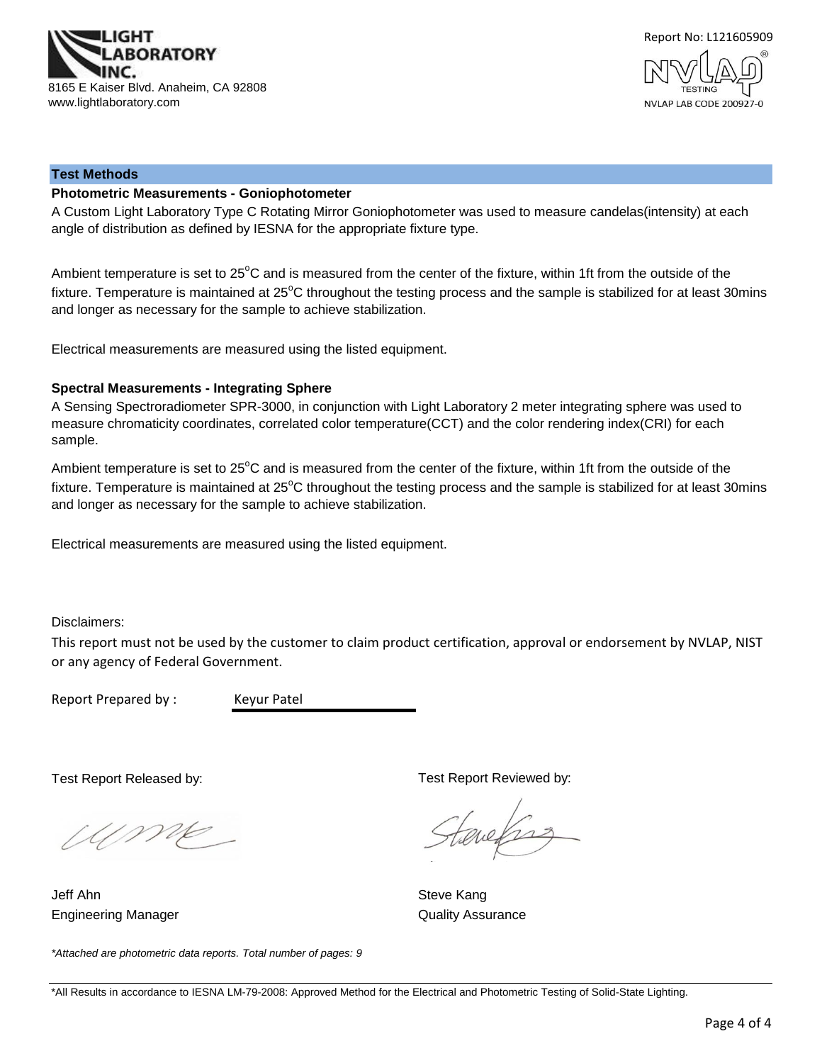## Test Methods

### Photometric Measurements - Goniophotometer

A Custom Light Laboratory Type C Rotating Mirror Goniophotometer was used to measure candelas(intensity) at each angle of distribution as defined by IESNA for the appropriate fixture type.

Ambient temperature is set to 25°C and is measured from the center of the fixture, within 1ft from the outside of the fixture. Temperature is maintained at 25°C throughout the testing process and the sample is stabilized for at least 30mins and longer as necessary for the sample to achieve stabilization.

Electrical measurements are measured using the listed equipment.

### Spectral Measurements - Integrating Sphere

A Sensing Spectroradiometer SPR-3000, in conjunction with Light Laboratory 2 meter integrating sphere was used to measure chromaticity coordinates, correlated color temperature(CCT) and the color rendering index(CRI) for each sample.

Ambient temperature is set to 25°C and is measured from the center of the fixture, within 1ft from the outside of the fixture. Temperature is maintained at 25°C throughout the testing process and the sample is stabilized for at least 30mins and longer as necessary for the sample to achieve stabilization.

Electrical measurements are measured using the listed equipment.

Disclaimers:

This report must not be used by the customer to claim product certification, approval or endorsement by NVLAP, NIST or any agency of Federal Government.

Report Prepared by : Keyur Patel

Test Report Released by:

Jeff Ahn
Engineering Manager

Test Report Reviewed by:

Steve Kang
Quality Assurance

*Attached are photometric data reports. Total number of pages: 9*

*All Results in accordance to IESNA LM-79-2008: Approved Method for the Electrical and Photometric Testing of Solid-State Lighting.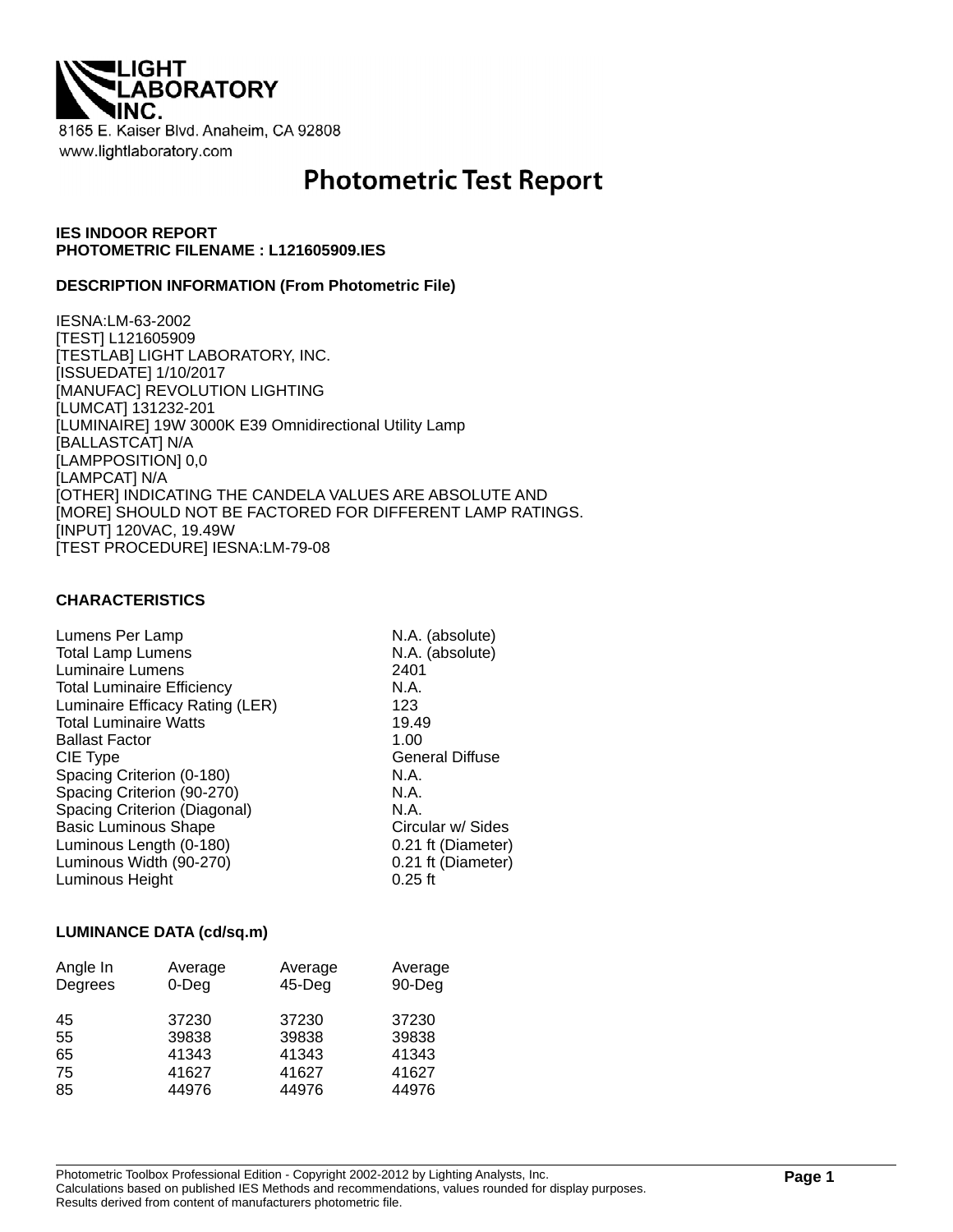LIGHT LABORATORY INC.

8165 E. Kaiser Blvd. Anaheim, CA 92808
www.lightlaboratory.com

# Photometric Test Report

**IES INDOOR REPORT**
**PHOTOMETRIC FILENAME : L121605909.IES**

**DESCRIPTION INFORMATION (From Photometric File)**

IESNA:LM-63-2002
[TEST] L121605909
[TESTLAB] LIGHT LABORATORY, INC.
[ISSUEDATE] 1/10/2017
[MANUFAC] REVOLUTION LIGHTING
[LUMCAT] 131232-201
[LUMINAIRE] 19W 3000K E39 Omnidirectional Utility Lamp
[BALLASTCAT] N/A
[LAMPPOSITION] 0,0
[LAMPCAT] N/A
[OTHER] INDICATING THE CANDELA VALUES ARE ABSOLUTE AND
[MORE] SHOULD NOT BE FACTORED FOR DIFFERENT LAMP RATINGS.
[INPUT] 120VAC, 19.49W
[TEST PROCEDURE] IESNA:LM-79-08

**CHARACTERISTICS**

| | |
|---|---|
| Lumens Per Lamp | N.A. (absolute) |
| Total Lamp Lumens | N.A. (absolute) |
| Luminaire Lumens | 2401 |
| Total Luminaire Efficiency | N.A. |
| Luminaire Efficacy Rating (LER) | 123 |
| Total Luminaire Watts | 19.49 |
| Ballast Factor | 1.00 |
| CIE Type | General Diffuse |
| Spacing Criterion (0-180) | N.A. |
| Spacing Criterion (90-270) | N.A. |
| Spacing Criterion (Diagonal) | N.A. |
| Basic Luminous Shape | Circular w/ Sides |
| Luminous Length (0-180) | 0.21 ft (Diameter) |
| Luminous Width (90-270) | 0.21 ft (Diameter) |
| Luminous Height | 0.25 ft |

**LUMINANCE DATA (cd/sq.m)**

| Angle In Degrees | Average 0-Deg | Average 45-Deg | Average 90-Deg |
|---|---|---|---|
| 45 | 37230 | 37230 | 37230 |
| 55 | 39838 | 39838 | 39838 |
| 65 | 41343 | 41343 | 41343 |
| 75 | 41627 | 41627 | 41627 |
| 85 | 44976 | 44976 | 44976 |

Photometric Toolbox Professional Edition - Copyright 2002-2012 by Lighting Analysts, Inc.
Calculations based on published IES Methods and recommendations, values rounded for display purposes.
Results derived from content of manufacturers photometric file.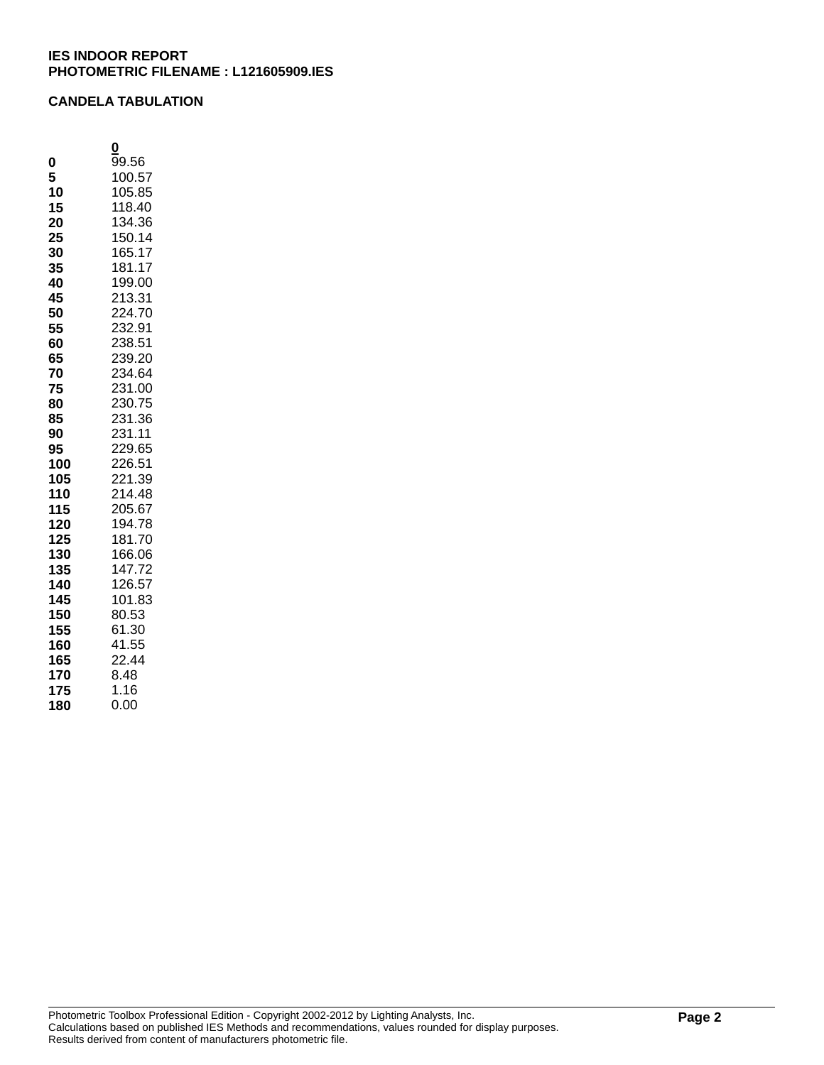**IES INDOOR REPORT**
**PHOTOMETRIC FILENAME : L121605909.IES**

**CANDELA TABULATION**

| | 0 |
|---|---|
| **0** | 99.56 |
| **5** | 100.57 |
| **10** | 105.85 |
| **15** | 118.40 |
| **20** | 134.36 |
| **25** | 150.14 |
| **30** | 165.17 |
| **35** | 181.17 |
| **40** | 199.00 |
| **45** | 213.31 |
| **50** | 224.70 |
| **55** | 232.91 |
| **60** | 238.51 |
| **65** | 239.20 |
| **70** | 234.64 |
| **75** | 231.00 |
| **80** | 230.75 |
| **85** | 231.36 |
| **90** | 231.11 |
| **95** | 229.65 |
| **100** | 226.51 |
| **105** | 221.39 |
| **110** | 214.48 |
| **115** | 205.67 |
| **120** | 194.78 |
| **125** | 181.70 |
| **130** | 166.06 |
| **135** | 147.72 |
| **140** | 126.57 |
| **145** | 101.83 |
| **150** | 80.53 |
| **155** | 61.30 |
| **160** | 41.55 |
| **165** | 22.44 |
| **170** | 8.48 |
| **175** | 1.16 |
| **180** | 0.00 |

Photometric Toolbox Professional Edition - Copyright 2002-2012 by Lighting Analysts, Inc.
Calculations based on published IES Methods and recommendations, values rounded for display purposes.
Results derived from content of manufacturers photometric file.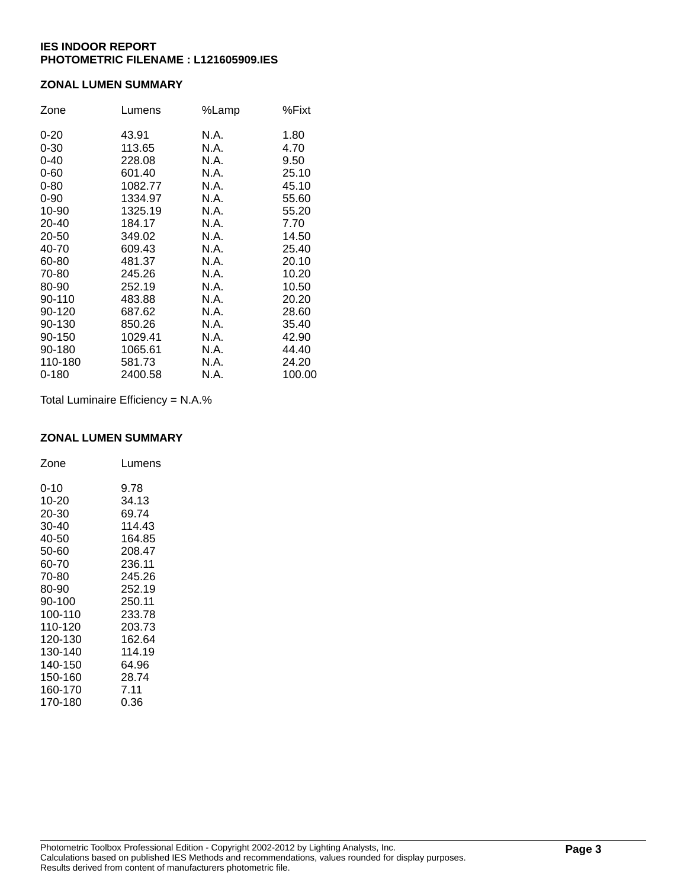**IES INDOOR REPORT**
**PHOTOMETRIC FILENAME : L121605909.IES**

### ZONAL LUMEN SUMMARY

| Zone | Lumens | %Lamp | %Fixt |
|---|---|---|---|
| 0-20 | 43.91 | N.A. | 1.80 |
| 0-30 | 113.65 | N.A. | 4.70 |
| 0-40 | 228.08 | N.A. | 9.50 |
| 0-60 | 601.40 | N.A. | 25.10 |
| 0-80 | 1082.77 | N.A. | 45.10 |
| 0-90 | 1334.97 | N.A. | 55.60 |
| 10-90 | 1325.19 | N.A. | 55.20 |
| 20-40 | 184.17 | N.A. | 7.70 |
| 20-50 | 349.02 | N.A. | 14.50 |
| 40-70 | 609.43 | N.A. | 25.40 |
| 60-80 | 481.37 | N.A. | 20.10 |
| 70-80 | 245.26 | N.A. | 10.20 |
| 80-90 | 252.19 | N.A. | 10.50 |
| 90-110 | 483.88 | N.A. | 20.20 |
| 90-120 | 687.62 | N.A. | 28.60 |
| 90-130 | 850.26 | N.A. | 35.40 |
| 90-150 | 1029.41 | N.A. | 42.90 |
| 90-180 | 1065.61 | N.A. | 44.40 |
| 110-180 | 581.73 | N.A. | 24.20 |
| 0-180 | 2400.58 | N.A. | 100.00 |

Total Luminaire Efficiency = N.A.%

### ZONAL LUMEN SUMMARY

| Zone | Lumens |
|---|---|
| 0-10 | 9.78 |
| 10-20 | 34.13 |
| 20-30 | 69.74 |
| 30-40 | 114.43 |
| 40-50 | 164.85 |
| 50-60 | 208.47 |
| 60-70 | 236.11 |
| 70-80 | 245.26 |
| 80-90 | 252.19 |
| 90-100 | 250.11 |
| 100-110 | 233.78 |
| 110-120 | 203.73 |
| 120-130 | 162.64 |
| 130-140 | 114.19 |
| 140-150 | 64.96 |
| 150-160 | 28.74 |
| 160-170 | 7.11 |
| 170-180 | 0.36 |

Photometric Toolbox Professional Edition - Copyright 2002-2012 by Lighting Analysts, Inc.
Calculations based on published IES Methods and recommendations, values rounded for display purposes.
Results derived from content of manufacturers photometric file.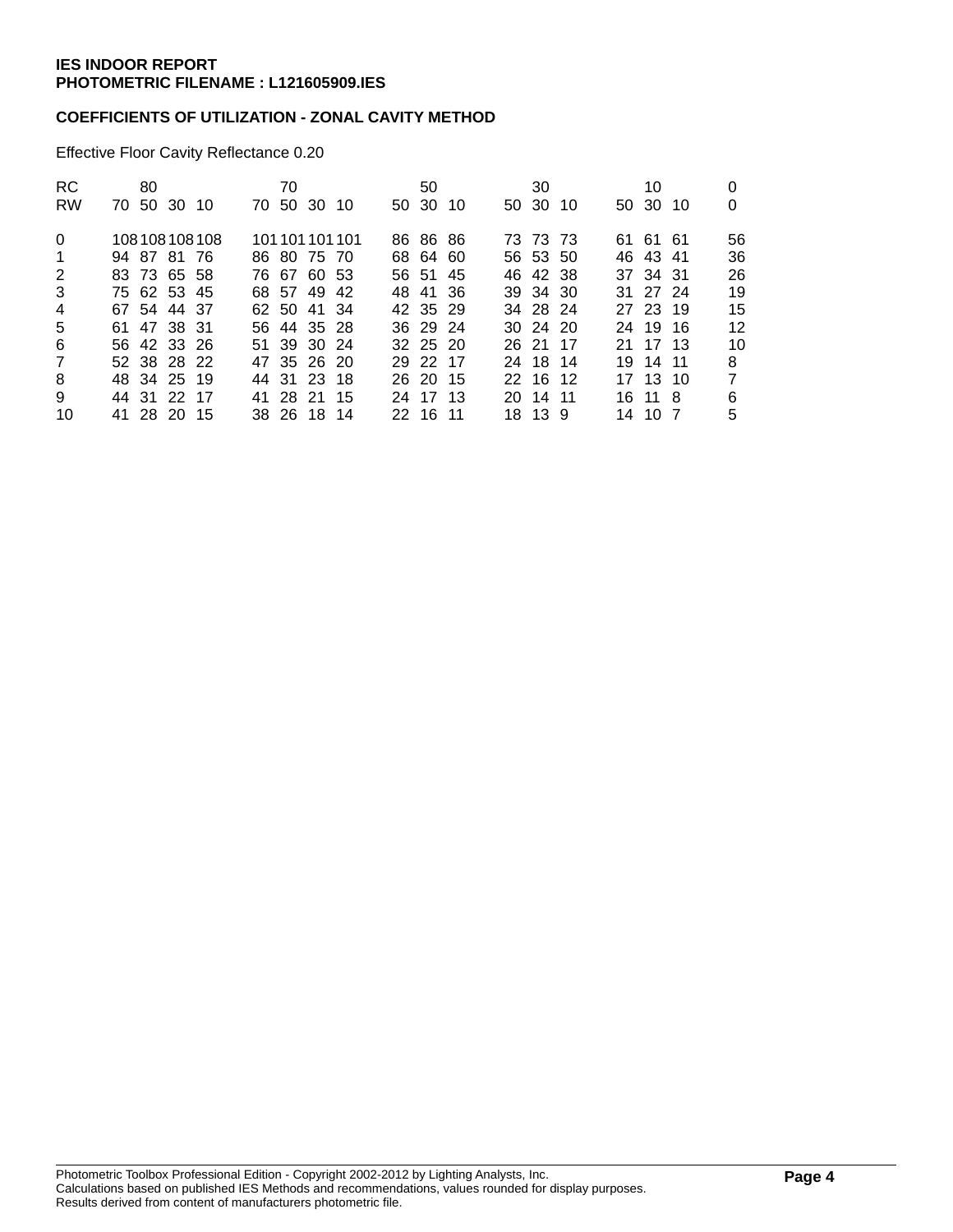**IES INDOOR REPORT**
**PHOTOMETRIC FILENAME : L121605909.IES**

**COEFFICIENTS OF UTILIZATION - ZONAL CAVITY METHOD**

Effective Floor Cavity Reflectance 0.20

| RC | 80 | | | | 70 | | | | 50 | | | 30 | | | 10 | | | 0 |
|---|---|---|---|---|---|---|---|---|---|---|---|---|---|---|---|---|---|---|
| RW | 70 | 50 | 30 | 10 | 70 | 50 | 30 | 10 | 50 | 30 | 10 | 50 | 30 | 10 | 50 | 30 | 10 | 0 |
| 0 | 108 | 108 | 108 | 108 | 101 | 101 | 101 | 101 | 86 | 86 | 86 | 73 | 73 | 73 | 61 | 61 | 61 | 56 |
| 1 | 94 | 87 | 81 | 76 | 86 | 80 | 75 | 70 | 68 | 64 | 60 | 56 | 53 | 50 | 46 | 43 | 41 | 36 |
| 2 | 83 | 73 | 65 | 58 | 76 | 67 | 60 | 53 | 56 | 51 | 45 | 46 | 42 | 38 | 37 | 34 | 31 | 26 |
| 3 | 75 | 62 | 53 | 45 | 68 | 57 | 49 | 42 | 48 | 41 | 36 | 39 | 34 | 30 | 31 | 27 | 24 | 19 |
| 4 | 67 | 54 | 44 | 37 | 62 | 50 | 41 | 34 | 42 | 35 | 29 | 34 | 28 | 24 | 27 | 23 | 19 | 15 |
| 5 | 61 | 47 | 38 | 31 | 56 | 44 | 35 | 28 | 36 | 29 | 24 | 30 | 24 | 20 | 24 | 19 | 16 | 12 |
| 6 | 56 | 42 | 33 | 26 | 51 | 39 | 30 | 24 | 32 | 25 | 20 | 26 | 21 | 17 | 21 | 17 | 13 | 10 |
| 7 | 52 | 38 | 28 | 22 | 47 | 35 | 26 | 20 | 29 | 22 | 17 | 24 | 18 | 14 | 19 | 14 | 11 | 8 |
| 8 | 48 | 34 | 25 | 19 | 44 | 31 | 23 | 18 | 26 | 20 | 15 | 22 | 16 | 12 | 17 | 13 | 10 | 7 |
| 9 | 44 | 31 | 22 | 17 | 41 | 28 | 21 | 15 | 24 | 17 | 13 | 20 | 14 | 11 | 16 | 11 | 8 | 6 |
| 10 | 41 | 28 | 20 | 15 | 38 | 26 | 18 | 14 | 22 | 16 | 11 | 18 | 13 | 9 | 14 | 10 | 7 | 5 |

Photometric Toolbox Professional Edition - Copyright 2002-2012 by Lighting Analysts, Inc.
Calculations based on published IES Methods and recommendations, values rounded for display purposes.
Results derived from content of manufacturers photometric file.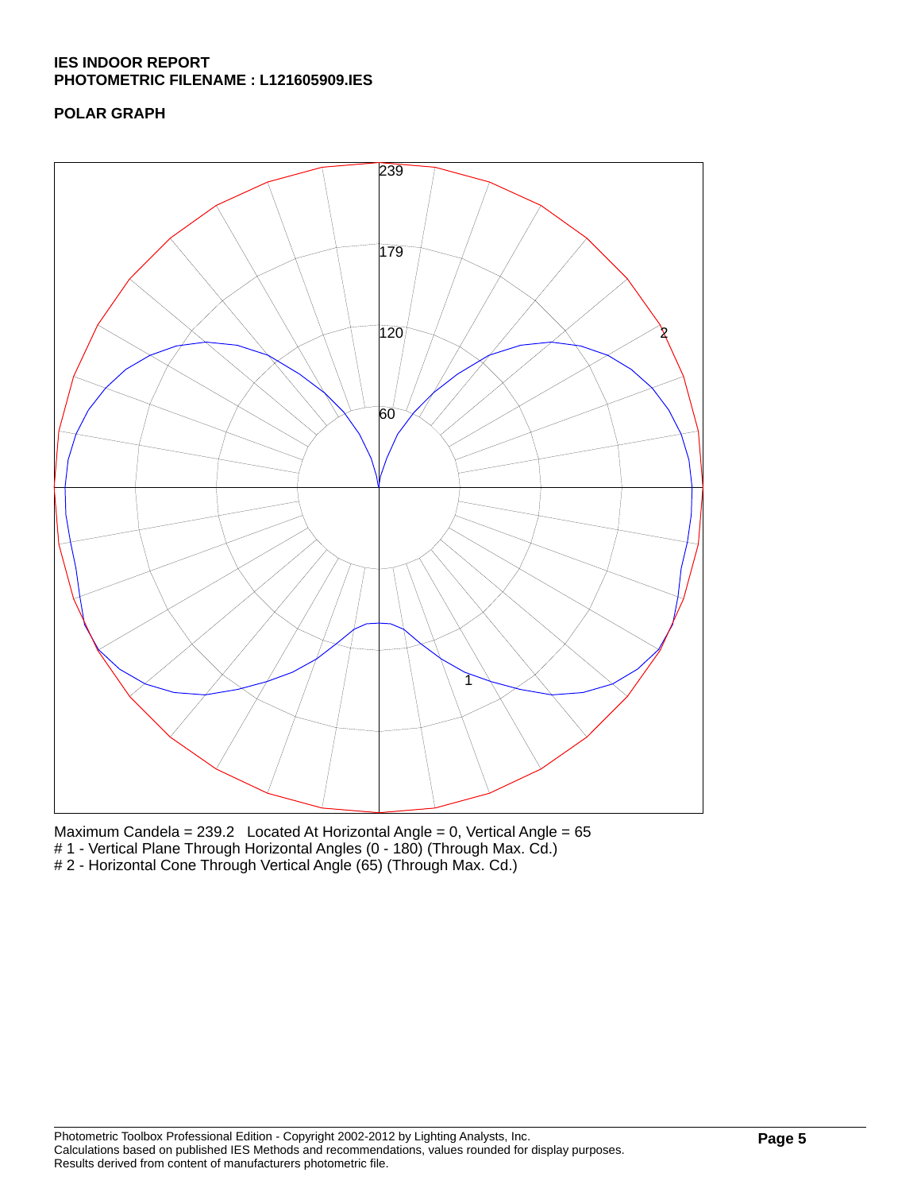**IES INDOOR REPORT**
**PHOTOMETRIC FILENAME : L121605909.IES**

**POLAR GRAPH**

239
179
120
60
2
1

Maximum Candela = 239.2 Located At Horizontal Angle = 0, Vertical Angle = 65
# 1 - Vertical Plane Through Horizontal Angles (0 - 180) (Through Max. Cd.)
# 2 - Horizontal Cone Through Vertical Angle (65) (Through Max. Cd.)

Photometric Toolbox Professional Edition - Copyright 2002-2012 by Lighting Analysts, Inc.
Calculations based on published IES Methods and recommendations, values rounded for display purposes.
Results derived from content of manufacturers photometric file.